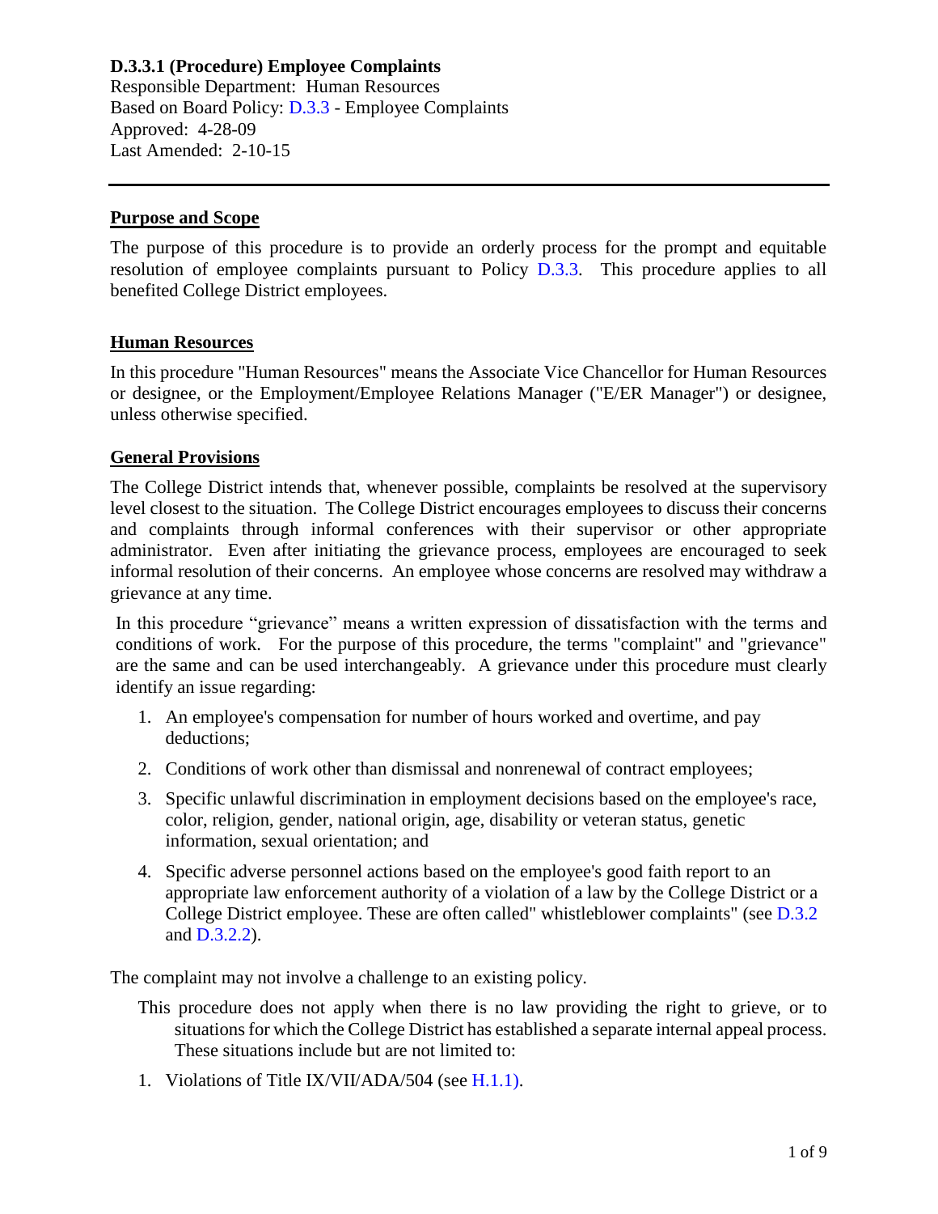**D.3.3.1 (Procedure) Employee Complaints**
Responsible Department: Human Resources
Based on Board Policy: D.3.3 - Employee Complaints
Approved: 4-28-09
Last Amended: 2-10-15

---

## Purpose and Scope

The purpose of this procedure is to provide an orderly process for the prompt and equitable resolution of employee complaints pursuant to Policy D.3.3. This procedure applies to all benefited College District employees.

## Human Resources

In this procedure "Human Resources" means the Associate Vice Chancellor for Human Resources or designee, or the Employment/Employee Relations Manager ("E/ER Manager") or designee, unless otherwise specified.

## General Provisions

The College District intends that, whenever possible, complaints be resolved at the supervisory level closest to the situation. The College District encourages employees to discuss their concerns and complaints through informal conferences with their supervisor or other appropriate administrator. Even after initiating the grievance process, employees are encouraged to seek informal resolution of their concerns. An employee whose concerns are resolved may withdraw a grievance at any time.

In this procedure "grievance" means a written expression of dissatisfaction with the terms and conditions of work. For the purpose of this procedure, the terms "complaint" and "grievance" are the same and can be used interchangeably. A grievance under this procedure must clearly identify an issue regarding:

1. An employee's compensation for number of hours worked and overtime, and pay deductions;
2. Conditions of work other than dismissal and nonrenewal of contract employees;
3. Specific unlawful discrimination in employment decisions based on the employee's race, color, religion, gender, national origin, age, disability or veteran status, genetic information, sexual orientation; and
4. Specific adverse personnel actions based on the employee's good faith report to an appropriate law enforcement authority of a violation of a law by the College District or a College District employee. These are often called" whistleblower complaints" (see D.3.2 and D.3.2.2).

The complaint may not involve a challenge to an existing policy.

This procedure does not apply when there is no law providing the right to grieve, or to situations for which the College District has established a separate internal appeal process. These situations include but are not limited to:

1. Violations of Title IX/VII/ADA/504 (see H.1.1).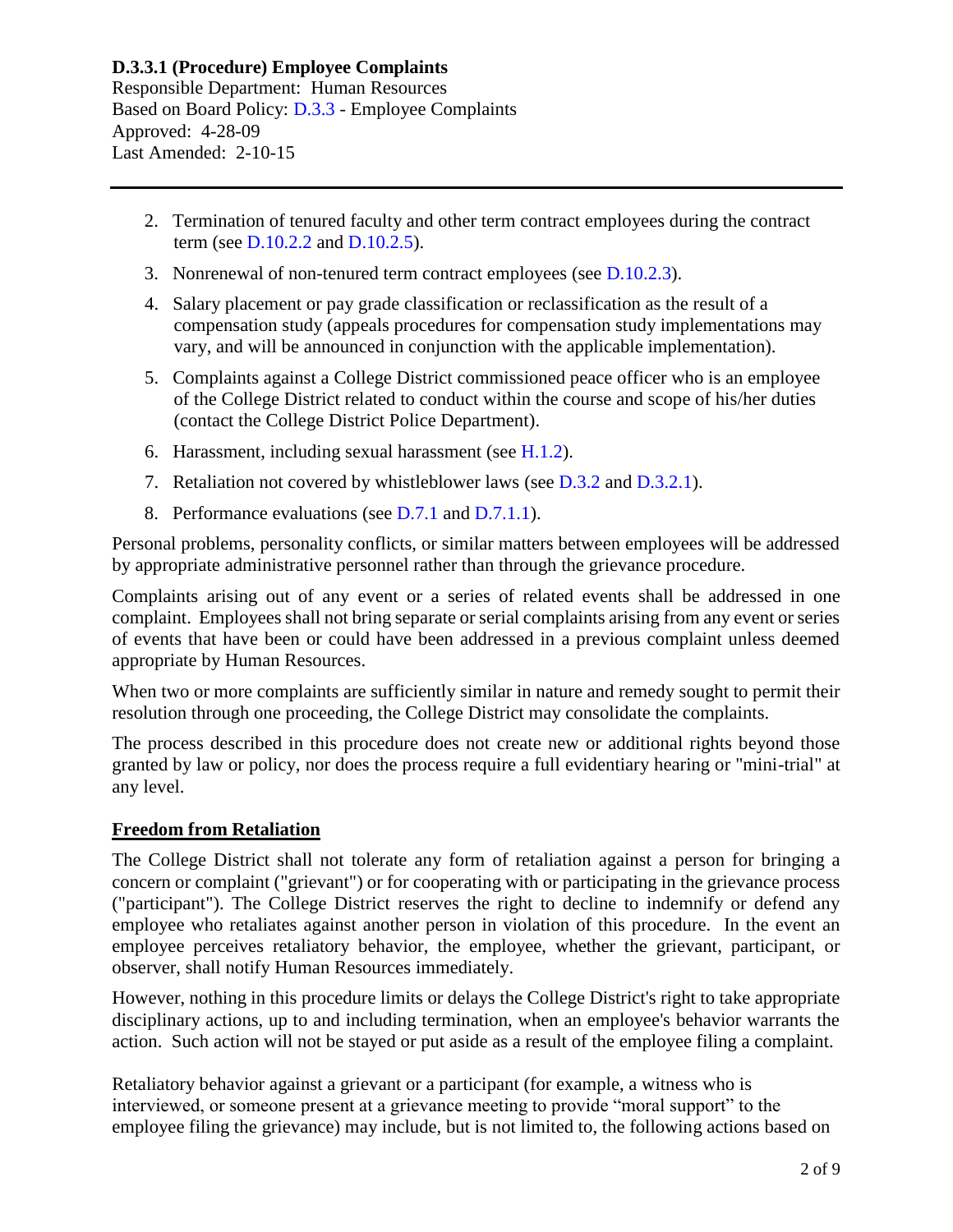2. Termination of tenured faculty and other term contract employees during the contract term (see D.10.2.2 and D.10.2.5).
3. Nonrenewal of non-tenured term contract employees (see D.10.2.3).
4. Salary placement or pay grade classification or reclassification as the result of a compensation study (appeals procedures for compensation study implementations may vary, and will be announced in conjunction with the applicable implementation).
5. Complaints against a College District commissioned peace officer who is an employee of the College District related to conduct within the course and scope of his/her duties (contact the College District Police Department).
6. Harassment, including sexual harassment (see H.1.2).
7. Retaliation not covered by whistleblower laws (see D.3.2 and D.3.2.1).
8. Performance evaluations (see D.7.1 and D.7.1.1).

Personal problems, personality conflicts, or similar matters between employees will be addressed by appropriate administrative personnel rather than through the grievance procedure.

Complaints arising out of any event or a series of related events shall be addressed in one complaint. Employees shall not bring separate or serial complaints arising from any event or series of events that have been or could have been addressed in a previous complaint unless deemed appropriate by Human Resources.

When two or more complaints are sufficiently similar in nature and remedy sought to permit their resolution through one proceeding, the College District may consolidate the complaints.

The process described in this procedure does not create new or additional rights beyond those granted by law or policy, nor does the process require a full evidentiary hearing or "mini-trial" at any level.

**Freedom from Retaliation**

The College District shall not tolerate any form of retaliation against a person for bringing a concern or complaint ("grievant") or for cooperating with or participating in the grievance process ("participant"). The College District reserves the right to decline to indemnify or defend any employee who retaliates against another person in violation of this procedure. In the event an employee perceives retaliatory behavior, the employee, whether the grievant, participant, or observer, shall notify Human Resources immediately.

However, nothing in this procedure limits or delays the College District's right to take appropriate disciplinary actions, up to and including termination, when an employee's behavior warrants the action. Such action will not be stayed or put aside as a result of the employee filing a complaint.

Retaliatory behavior against a grievant or a participant (for example, a witness who is interviewed, or someone present at a grievance meeting to provide "moral support" to the employee filing the grievance) may include, but is not limited to, the following actions based on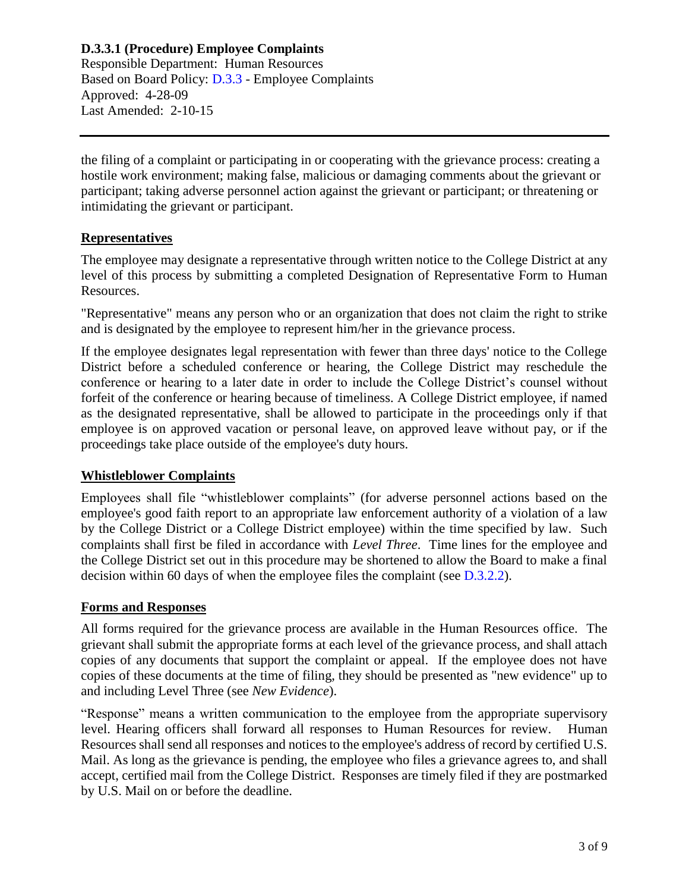the filing of a complaint or participating in or cooperating with the grievance process: creating a hostile work environment; making false, malicious or damaging comments about the grievant or participant; taking adverse personnel action against the grievant or participant; or threatening or intimidating the grievant or participant.

## Representatives

The employee may designate a representative through written notice to the College District at any level of this process by submitting a completed Designation of Representative Form to Human Resources.

"Representative" means any person who or an organization that does not claim the right to strike and is designated by the employee to represent him/her in the grievance process.

If the employee designates legal representation with fewer than three days' notice to the College District before a scheduled conference or hearing, the College District may reschedule the conference or hearing to a later date in order to include the College District's counsel without forfeit of the conference or hearing because of timeliness. A College District employee, if named as the designated representative, shall be allowed to participate in the proceedings only if that employee is on approved vacation or personal leave, on approved leave without pay, or if the proceedings take place outside of the employee's duty hours.

## Whistleblower Complaints

Employees shall file "whistleblower complaints" (for adverse personnel actions based on the employee's good faith report to an appropriate law enforcement authority of a violation of a law by the College District or a College District employee) within the time specified by law. Such complaints shall first be filed in accordance with *Level Three*. Time lines for the employee and the College District set out in this procedure may be shortened to allow the Board to make a final decision within 60 days of when the employee files the complaint (see D.3.2.2).

## Forms and Responses

All forms required for the grievance process are available in the Human Resources office. The grievant shall submit the appropriate forms at each level of the grievance process, and shall attach copies of any documents that support the complaint or appeal. If the employee does not have copies of these documents at the time of filing, they should be presented as "new evidence" up to and including Level Three (see *New Evidence*).

"Response" means a written communication to the employee from the appropriate supervisory level. Hearing officers shall forward all responses to Human Resources for review. Human Resources shall send all responses and notices to the employee's address of record by certified U.S. Mail. As long as the grievance is pending, the employee who files a grievance agrees to, and shall accept, certified mail from the College District. Responses are timely filed if they are postmarked by U.S. Mail on or before the deadline.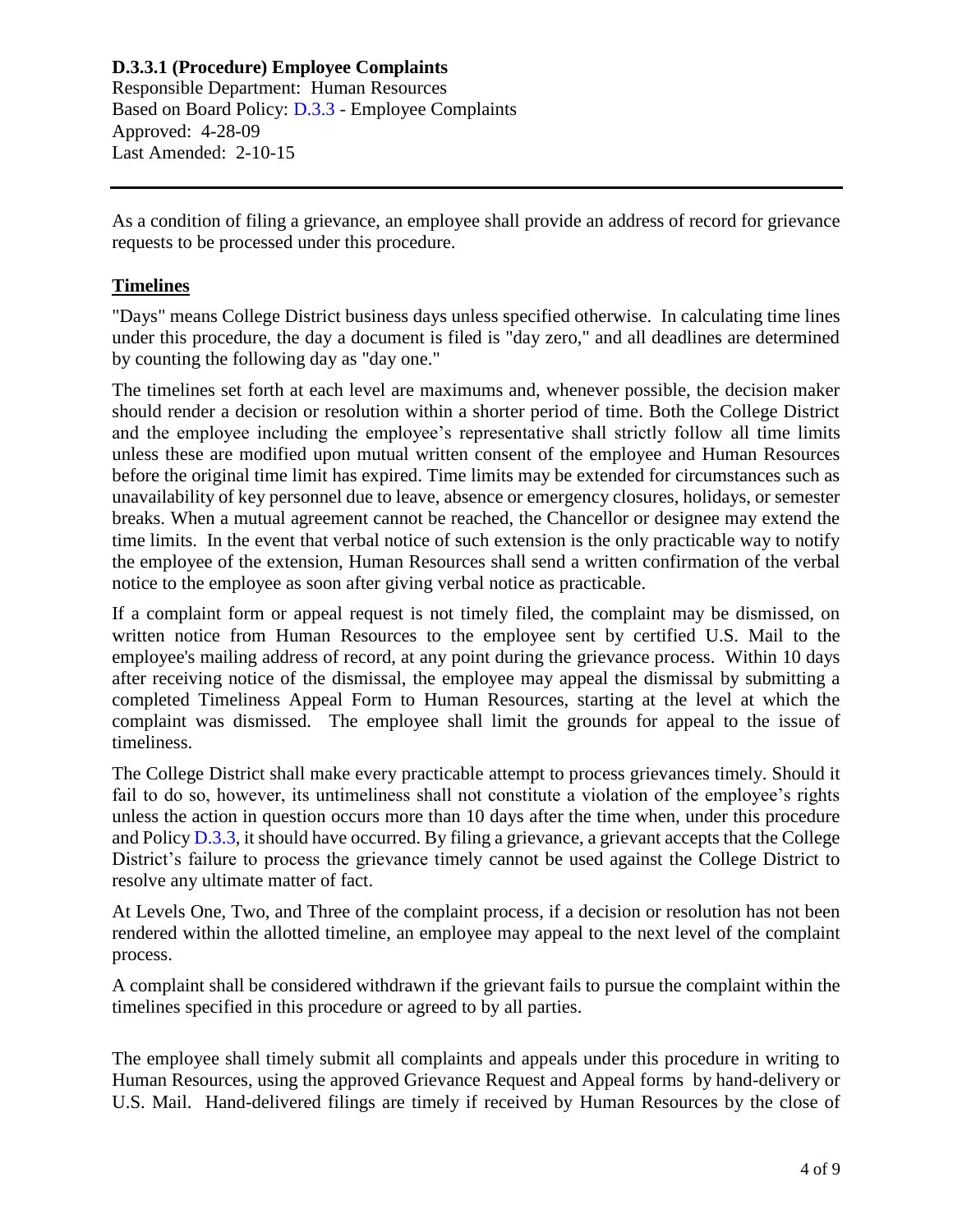**D.3.3.1 (Procedure) Employee Complaints**
Responsible Department: Human Resources
Based on Board Policy: D.3.3 - Employee Complaints
Approved: 4-28-09
Last Amended: 2-10-15

---

As a condition of filing a grievance, an employee shall provide an address of record for grievance requests to be processed under this procedure.

## Timelines

"Days" means College District business days unless specified otherwise. In calculating time lines under this procedure, the day a document is filed is "day zero," and all deadlines are determined by counting the following day as "day one."

The timelines set forth at each level are maximums and, whenever possible, the decision maker should render a decision or resolution within a shorter period of time. Both the College District and the employee including the employee's representative shall strictly follow all time limits unless these are modified upon mutual written consent of the employee and Human Resources before the original time limit has expired. Time limits may be extended for circumstances such as unavailability of key personnel due to leave, absence or emergency closures, holidays, or semester breaks. When a mutual agreement cannot be reached, the Chancellor or designee may extend the time limits. In the event that verbal notice of such extension is the only practicable way to notify the employee of the extension, Human Resources shall send a written confirmation of the verbal notice to the employee as soon after giving verbal notice as practicable.

If a complaint form or appeal request is not timely filed, the complaint may be dismissed, on written notice from Human Resources to the employee sent by certified U.S. Mail to the employee's mailing address of record, at any point during the grievance process. Within 10 days after receiving notice of the dismissal, the employee may appeal the dismissal by submitting a completed Timeliness Appeal Form to Human Resources, starting at the level at which the complaint was dismissed. The employee shall limit the grounds for appeal to the issue of timeliness.

The College District shall make every practicable attempt to process grievances timely. Should it fail to do so, however, its untimeliness shall not constitute a violation of the employee's rights unless the action in question occurs more than 10 days after the time when, under this procedure and Policy D.3.3, it should have occurred. By filing a grievance, a grievant accepts that the College District's failure to process the grievance timely cannot be used against the College District to resolve any ultimate matter of fact.

At Levels One, Two, and Three of the complaint process, if a decision or resolution has not been rendered within the allotted timeline, an employee may appeal to the next level of the complaint process.

A complaint shall be considered withdrawn if the grievant fails to pursue the complaint within the timelines specified in this procedure or agreed to by all parties.

The employee shall timely submit all complaints and appeals under this procedure in writing to Human Resources, using the approved Grievance Request and Appeal forms by hand-delivery or U.S. Mail. Hand-delivered filings are timely if received by Human Resources by the close of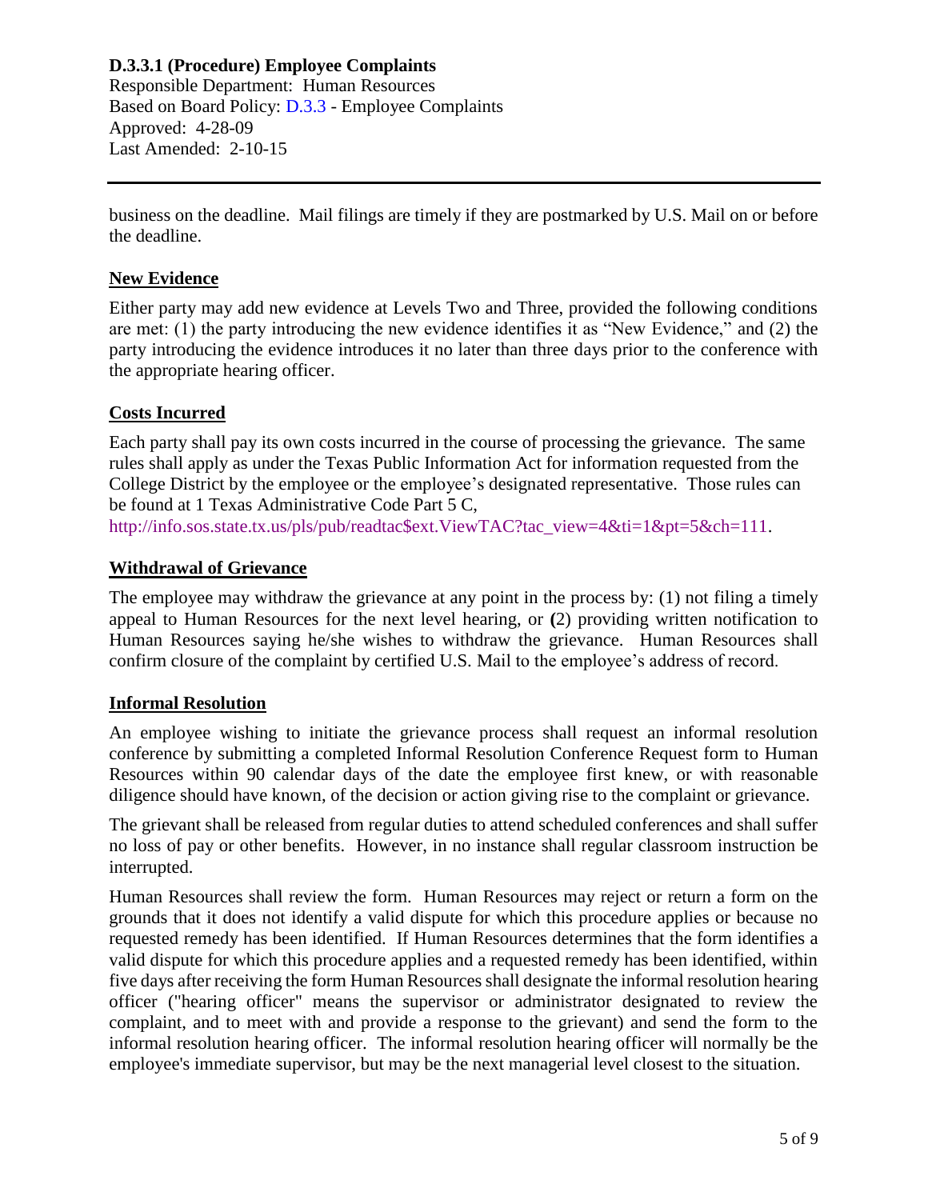business on the deadline. Mail filings are timely if they are postmarked by U.S. Mail on or before the deadline.

## New Evidence

Either party may add new evidence at Levels Two and Three, provided the following conditions are met: (1) the party introducing the new evidence identifies it as "New Evidence," and (2) the party introducing the evidence introduces it no later than three days prior to the conference with the appropriate hearing officer.

## Costs Incurred

Each party shall pay its own costs incurred in the course of processing the grievance. The same rules shall apply as under the Texas Public Information Act for information requested from the College District by the employee or the employee's designated representative. Those rules can be found at 1 Texas Administrative Code Part 5 C, http://info.sos.state.tx.us/pls/pub/readtac$ext.ViewTAC?tac_view=4&ti=1&pt=5&ch=111.

## Withdrawal of Grievance

The employee may withdraw the grievance at any point in the process by: (1) not filing a timely appeal to Human Resources for the next level hearing, or (2) providing written notification to Human Resources saying he/she wishes to withdraw the grievance. Human Resources shall confirm closure of the complaint by certified U.S. Mail to the employee's address of record.

## Informal Resolution

An employee wishing to initiate the grievance process shall request an informal resolution conference by submitting a completed Informal Resolution Conference Request form to Human Resources within 90 calendar days of the date the employee first knew, or with reasonable diligence should have known, of the decision or action giving rise to the complaint or grievance.

The grievant shall be released from regular duties to attend scheduled conferences and shall suffer no loss of pay or other benefits. However, in no instance shall regular classroom instruction be interrupted.

Human Resources shall review the form. Human Resources may reject or return a form on the grounds that it does not identify a valid dispute for which this procedure applies or because no requested remedy has been identified. If Human Resources determines that the form identifies a valid dispute for which this procedure applies and a requested remedy has been identified, within five days after receiving the form Human Resources shall designate the informal resolution hearing officer ("hearing officer" means the supervisor or administrator designated to review the complaint, and to meet with and provide a response to the grievant) and send the form to the informal resolution hearing officer. The informal resolution hearing officer will normally be the employee's immediate supervisor, but may be the next managerial level closest to the situation.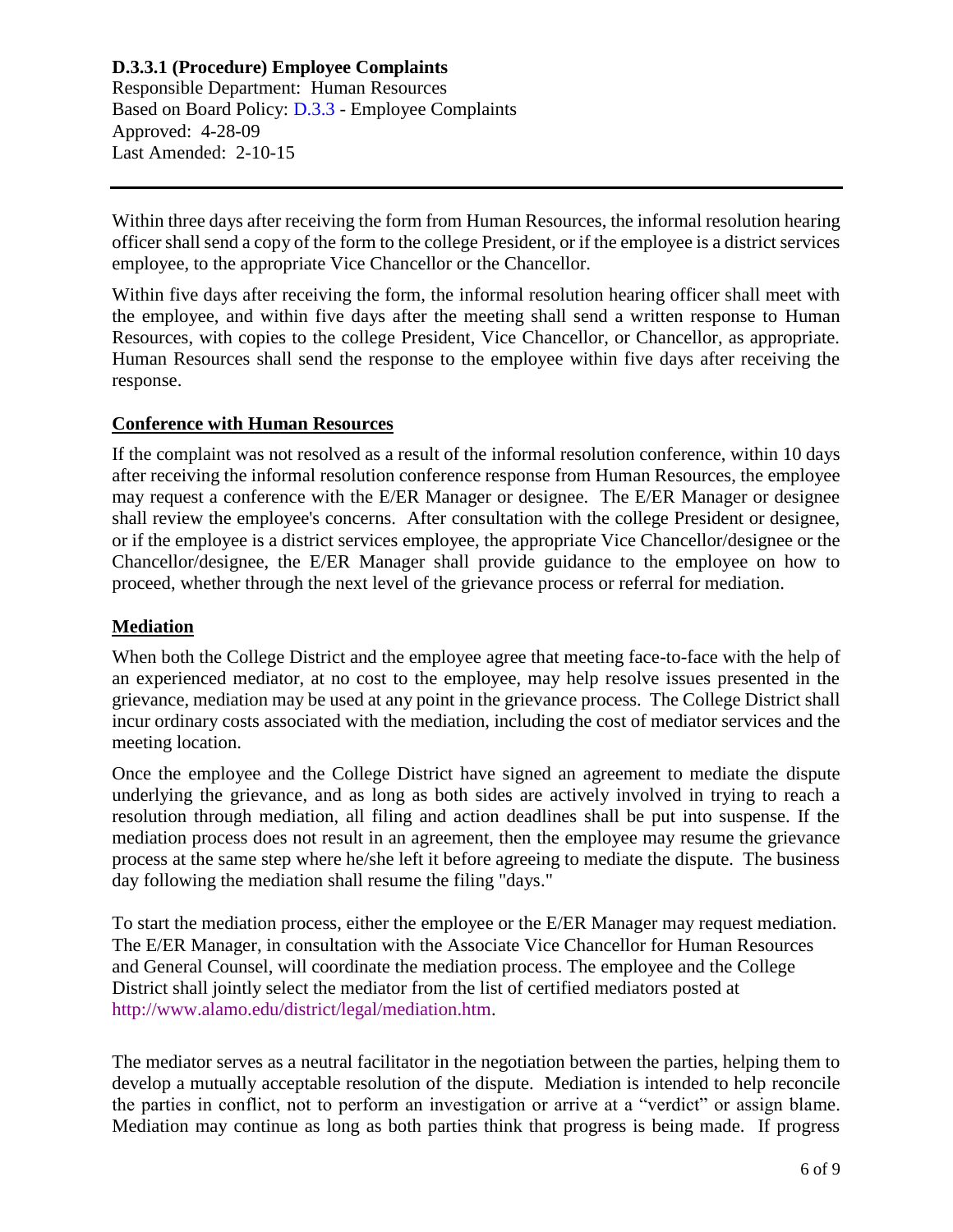**D.3.3.1 (Procedure) Employee Complaints**
Responsible Department: Human Resources
Based on Board Policy: D.3.3 - Employee Complaints
Approved: 4-28-09
Last Amended: 2-10-15

---

Within three days after receiving the form from Human Resources, the informal resolution hearing officer shall send a copy of the form to the college President, or if the employee is a district services employee, to the appropriate Vice Chancellor or the Chancellor.

Within five days after receiving the form, the informal resolution hearing officer shall meet with the employee, and within five days after the meeting shall send a written response to Human Resources, with copies to the college President, Vice Chancellor, or Chancellor, as appropriate. Human Resources shall send the response to the employee within five days after receiving the response.

## Conference with Human Resources

If the complaint was not resolved as a result of the informal resolution conference, within 10 days after receiving the informal resolution conference response from Human Resources, the employee may request a conference with the E/ER Manager or designee. The E/ER Manager or designee shall review the employee's concerns. After consultation with the college President or designee, or if the employee is a district services employee, the appropriate Vice Chancellor/designee or the Chancellor/designee, the E/ER Manager shall provide guidance to the employee on how to proceed, whether through the next level of the grievance process or referral for mediation.

## Mediation

When both the College District and the employee agree that meeting face-to-face with the help of an experienced mediator, at no cost to the employee, may help resolve issues presented in the grievance, mediation may be used at any point in the grievance process. The College District shall incur ordinary costs associated with the mediation, including the cost of mediator services and the meeting location.

Once the employee and the College District have signed an agreement to mediate the dispute underlying the grievance, and as long as both sides are actively involved in trying to reach a resolution through mediation, all filing and action deadlines shall be put into suspense. If the mediation process does not result in an agreement, then the employee may resume the grievance process at the same step where he/she left it before agreeing to mediate the dispute. The business day following the mediation shall resume the filing "days."

To start the mediation process, either the employee or the E/ER Manager may request mediation. The E/ER Manager, in consultation with the Associate Vice Chancellor for Human Resources and General Counsel, will coordinate the mediation process. The employee and the College District shall jointly select the mediator from the list of certified mediators posted at http://www.alamo.edu/district/legal/mediation.htm.

The mediator serves as a neutral facilitator in the negotiation between the parties, helping them to develop a mutually acceptable resolution of the dispute. Mediation is intended to help reconcile the parties in conflict, not to perform an investigation or arrive at a "verdict" or assign blame. Mediation may continue as long as both parties think that progress is being made. If progress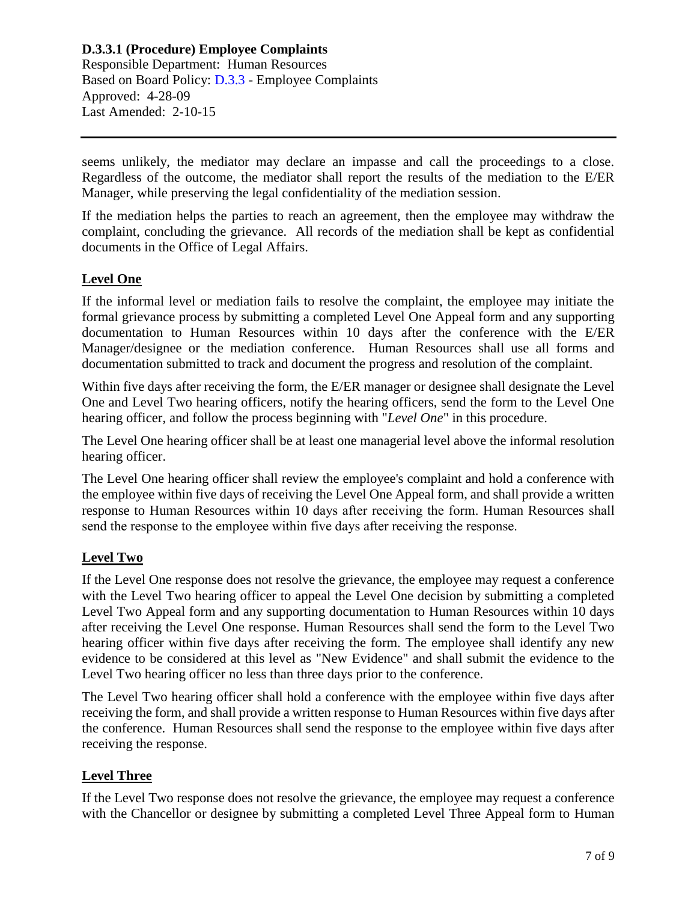seems unlikely, the mediator may declare an impasse and call the proceedings to a close. Regardless of the outcome, the mediator shall report the results of the mediation to the E/ER Manager, while preserving the legal confidentiality of the mediation session.

If the mediation helps the parties to reach an agreement, then the employee may withdraw the complaint, concluding the grievance. All records of the mediation shall be kept as confidential documents in the Office of Legal Affairs.

### Level One

If the informal level or mediation fails to resolve the complaint, the employee may initiate the formal grievance process by submitting a completed Level One Appeal form and any supporting documentation to Human Resources within 10 days after the conference with the E/ER Manager/designee or the mediation conference. Human Resources shall use all forms and documentation submitted to track and document the progress and resolution of the complaint.

Within five days after receiving the form, the E/ER manager or designee shall designate the Level One and Level Two hearing officers, notify the hearing officers, send the form to the Level One hearing officer, and follow the process beginning with "*Level One*" in this procedure.

The Level One hearing officer shall be at least one managerial level above the informal resolution hearing officer.

The Level One hearing officer shall review the employee's complaint and hold a conference with the employee within five days of receiving the Level One Appeal form, and shall provide a written response to Human Resources within 10 days after receiving the form. Human Resources shall send the response to the employee within five days after receiving the response.

### Level Two

If the Level One response does not resolve the grievance, the employee may request a conference with the Level Two hearing officer to appeal the Level One decision by submitting a completed Level Two Appeal form and any supporting documentation to Human Resources within 10 days after receiving the Level One response. Human Resources shall send the form to the Level Two hearing officer within five days after receiving the form. The employee shall identify any new evidence to be considered at this level as "New Evidence" and shall submit the evidence to the Level Two hearing officer no less than three days prior to the conference.

The Level Two hearing officer shall hold a conference with the employee within five days after receiving the form, and shall provide a written response to Human Resources within five days after the conference. Human Resources shall send the response to the employee within five days after receiving the response.

### Level Three

If the Level Two response does not resolve the grievance, the employee may request a conference with the Chancellor or designee by submitting a completed Level Three Appeal form to Human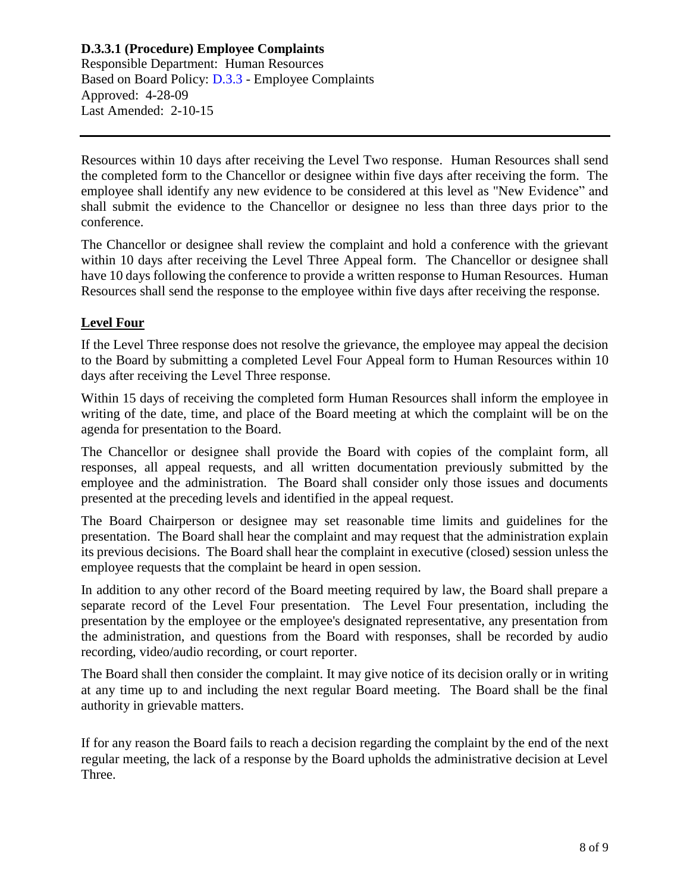Resources within 10 days after receiving the Level Two response. Human Resources shall send the completed form to the Chancellor or designee within five days after receiving the form. The employee shall identify any new evidence to be considered at this level as "New Evidence" and shall submit the evidence to the Chancellor or designee no less than three days prior to the conference.

The Chancellor or designee shall review the complaint and hold a conference with the grievant within 10 days after receiving the Level Three Appeal form. The Chancellor or designee shall have 10 days following the conference to provide a written response to Human Resources. Human Resources shall send the response to the employee within five days after receiving the response.

## Level Four

If the Level Three response does not resolve the grievance, the employee may appeal the decision to the Board by submitting a completed Level Four Appeal form to Human Resources within 10 days after receiving the Level Three response.

Within 15 days of receiving the completed form Human Resources shall inform the employee in writing of the date, time, and place of the Board meeting at which the complaint will be on the agenda for presentation to the Board.

The Chancellor or designee shall provide the Board with copies of the complaint form, all responses, all appeal requests, and all written documentation previously submitted by the employee and the administration. The Board shall consider only those issues and documents presented at the preceding levels and identified in the appeal request.

The Board Chairperson or designee may set reasonable time limits and guidelines for the presentation. The Board shall hear the complaint and may request that the administration explain its previous decisions. The Board shall hear the complaint in executive (closed) session unless the employee requests that the complaint be heard in open session.

In addition to any other record of the Board meeting required by law, the Board shall prepare a separate record of the Level Four presentation. The Level Four presentation, including the presentation by the employee or the employee's designated representative, any presentation from the administration, and questions from the Board with responses, shall be recorded by audio recording, video/audio recording, or court reporter.

The Board shall then consider the complaint. It may give notice of its decision orally or in writing at any time up to and including the next regular Board meeting. The Board shall be the final authority in grievable matters.

If for any reason the Board fails to reach a decision regarding the complaint by the end of the next regular meeting, the lack of a response by the Board upholds the administrative decision at Level Three.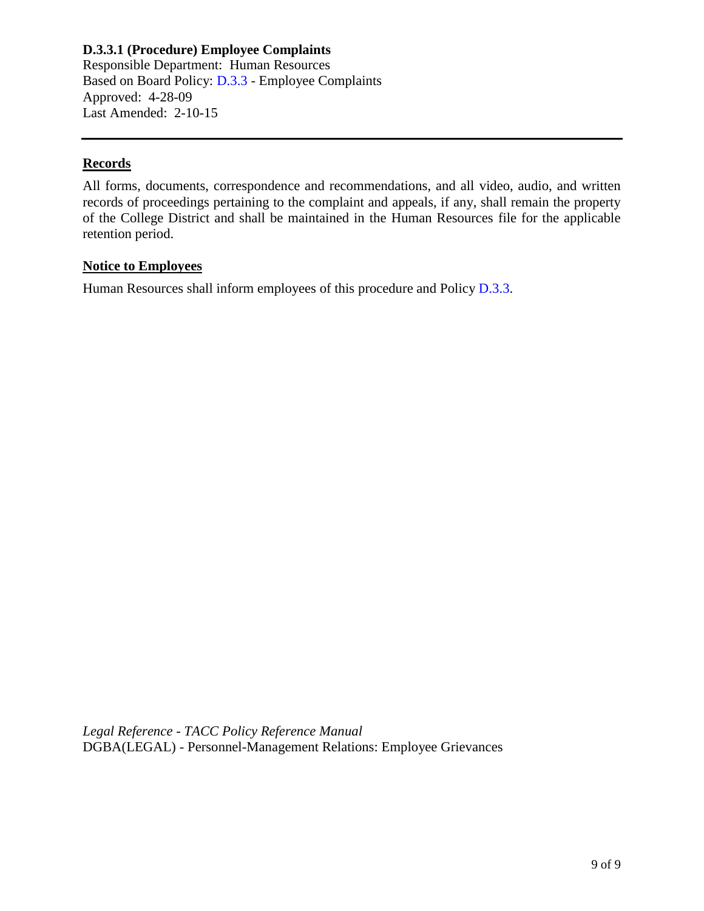**D.3.3.1 (Procedure) Employee Complaints**
Responsible Department: Human Resources
Based on Board Policy: D.3.3 - Employee Complaints
Approved: 4-28-09
Last Amended: 2-10-15

---

## Records

All forms, documents, correspondence and recommendations, and all video, audio, and written records of proceedings pertaining to the complaint and appeals, if any, shall remain the property of the College District and shall be maintained in the Human Resources file for the applicable retention period.

## Notice to Employees

Human Resources shall inform employees of this procedure and Policy D.3.3.

*Legal Reference - TACC Policy Reference Manual*
DGBA(LEGAL) - Personnel-Management Relations: Employee Grievances